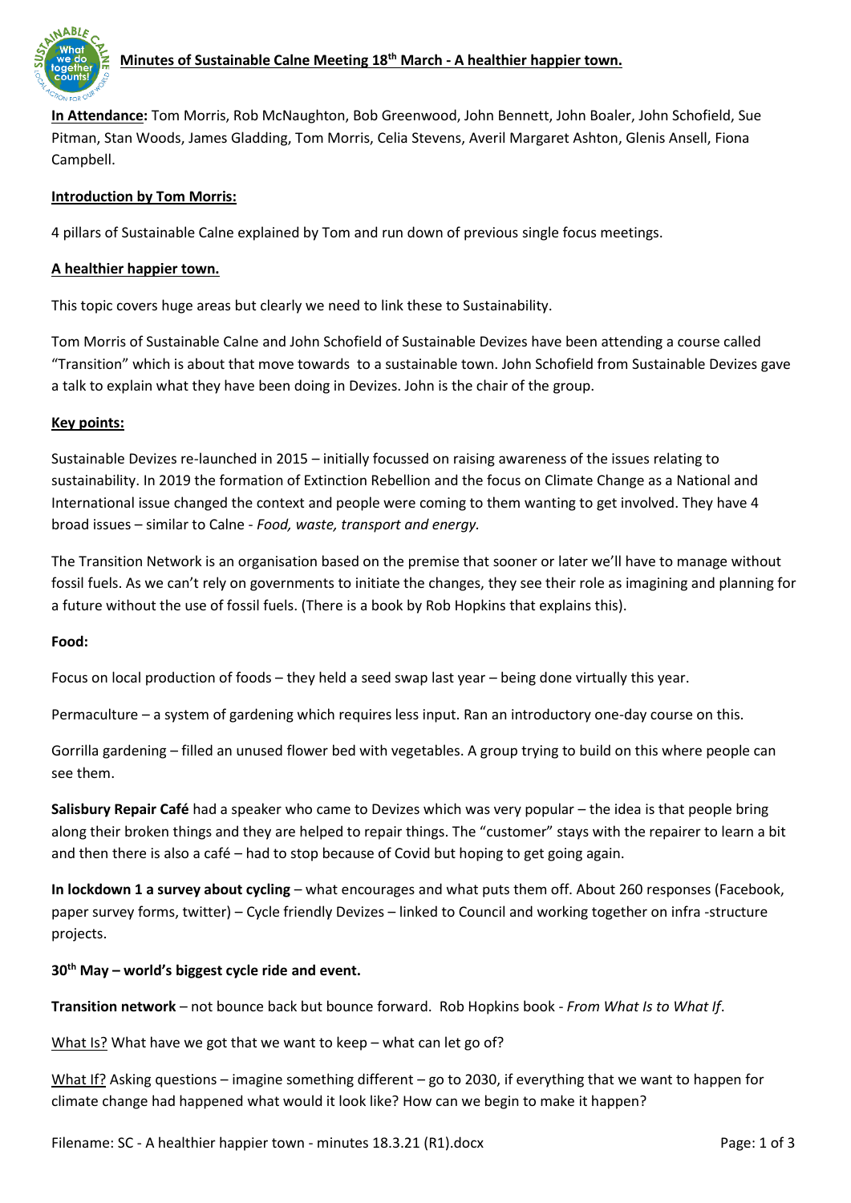# Minutes of Sustainable Calne Meeting 18th March - A healthier happier town.

**In Attendance:** Tom Morris, Rob McNaughton, Bob Greenwood, John Bennett, John Boaler, John Schofield, Sue Pitman, Stan Woods, James Gladding, Tom Morris, Celia Stevens, Averil Margaret Ashton, Glenis Ansell, Fiona Campbell.

## Introduction by Tom Morris:

4 pillars of Sustainable Calne explained by Tom and run down of previous single focus meetings.

## A healthier happier town.

This topic covers huge areas but clearly we need to link these to Sustainability.

Tom Morris of Sustainable Calne and John Schofield of Sustainable Devizes have been attending a course called "Transition" which is about that move towards to a sustainable town. John Schofield from Sustainable Devizes gave a talk to explain what they have been doing in Devizes. John is the chair of the group.

## Key points:

Sustainable Devizes re-launched in 2015 – initially focussed on raising awareness of the issues relating to sustainability. In 2019 the formation of Extinction Rebellion and the focus on Climate Change as a National and International issue changed the context and people were coming to them wanting to get involved. They have 4 broad issues – similar to Calne - *Food, waste, transport and energy.*

The Transition Network is an organisation based on the premise that sooner or later we'll have to manage without fossil fuels. As we can't rely on governments to initiate the changes, they see their role as imagining and planning for a future without the use of fossil fuels. (There is a book by Rob Hopkins that explains this).

**Food:**

Focus on local production of foods – they held a seed swap last year – being done virtually this year.

Permaculture – a system of gardening which requires less input. Ran an introductory one-day course on this.

Gorrilla gardening – filled an unused flower bed with vegetables. A group trying to build on this where people can see them.

**Salisbury Repair Café** had a speaker who came to Devizes which was very popular – the idea is that people bring along their broken things and they are helped to repair things. The "customer" stays with the repairer to learn a bit and then there is also a café – had to stop because of Covid but hoping to get going again.

**In lockdown 1 a survey about cycling** – what encourages and what puts them off. About 260 responses (Facebook, paper survey forms, twitter) – Cycle friendly Devizes – linked to Council and working together on infra -structure projects.

**30th May – world's biggest cycle ride and event.**

**Transition network** – not bounce back but bounce forward. Rob Hopkins book - *From What Is to What If*.

What Is? What have we got that we want to keep – what can let go of?

What If? Asking questions – imagine something different – go to 2030, if everything that we want to happen for climate change had happened what would it look like? How can we begin to make it happen?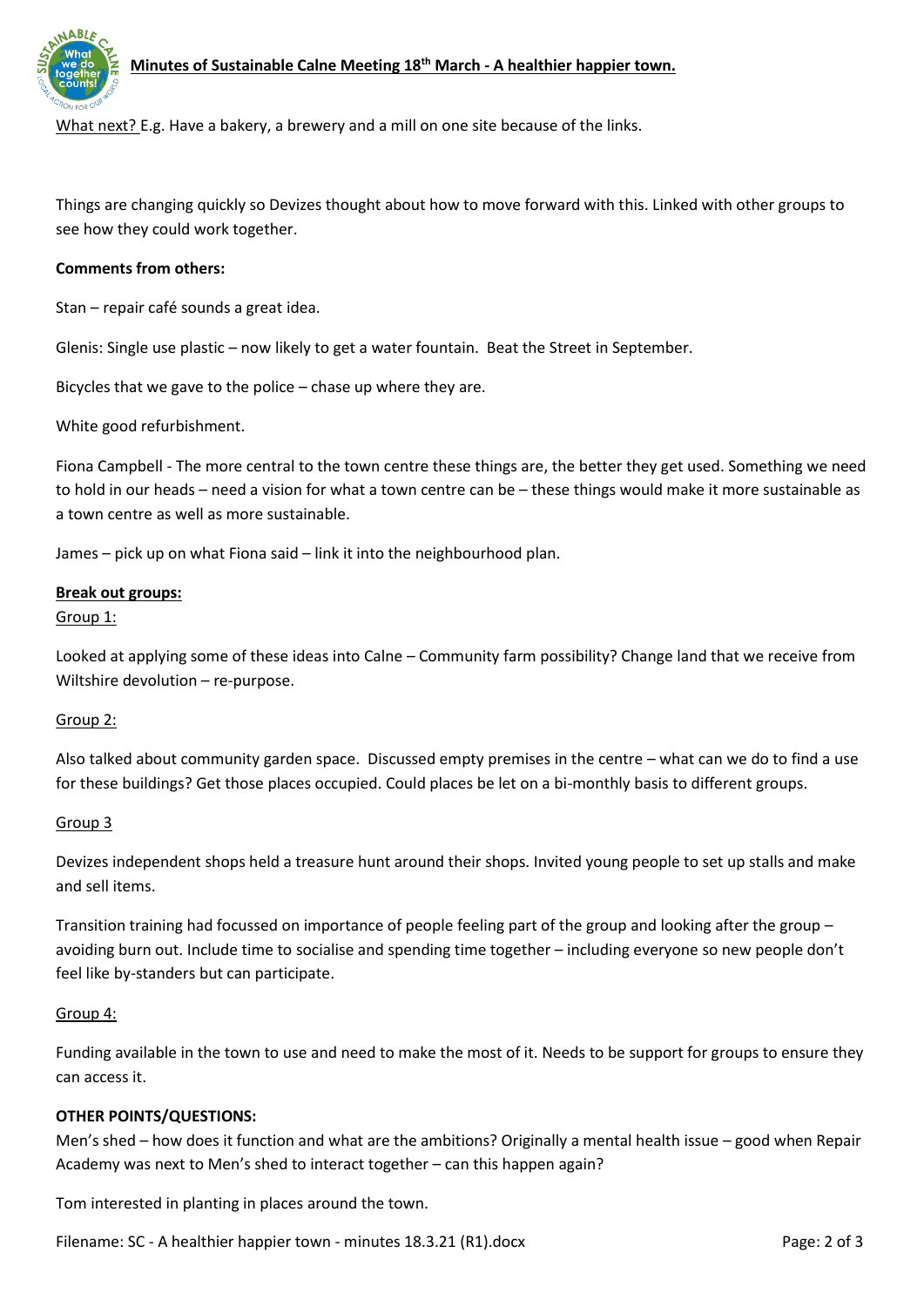What next? E.g. Have a bakery, a brewery and a mill on one site because of the links.

Things are changing quickly so Devizes thought about how to move forward with this. Linked with other groups to see how they could work together.

**Comments from others:**

Stan – repair café sounds a great idea.

Glenis: Single use plastic – now likely to get a water fountain. Beat the Street in September.

Bicycles that we gave to the police – chase up where they are.

White good refurbishment.

Fiona Campbell - The more central to the town centre these things are, the better they get used. Something we need to hold in our heads – need a vision for what a town centre can be – these things would make it more sustainable as a town centre as well as more sustainable.

James – pick up on what Fiona said – link it into the neighbourhood plan.

**Break out groups:**

Group 1:

Looked at applying some of these ideas into Calne – Community farm possibility? Change land that we receive from Wiltshire devolution – re-purpose.

Group 2:

Also talked about community garden space. Discussed empty premises in the centre – what can we do to find a use for these buildings? Get those places occupied. Could places be let on a bi-monthly basis to different groups.

Group 3

Devizes independent shops held a treasure hunt around their shops. Invited young people to set up stalls and make and sell items.

Transition training had focussed on importance of people feeling part of the group and looking after the group – avoiding burn out. Include time to socialise and spending time together – including everyone so new people don't feel like by-standers but can participate.

Group 4:

Funding available in the town to use and need to make the most of it. Needs to be support for groups to ensure they can access it.

**OTHER POINTS/QUESTIONS:**

Men's shed – how does it function and what are the ambitions? Originally a mental health issue – good when Repair Academy was next to Men's shed to interact together – can this happen again?

Tom interested in planting in places around the town.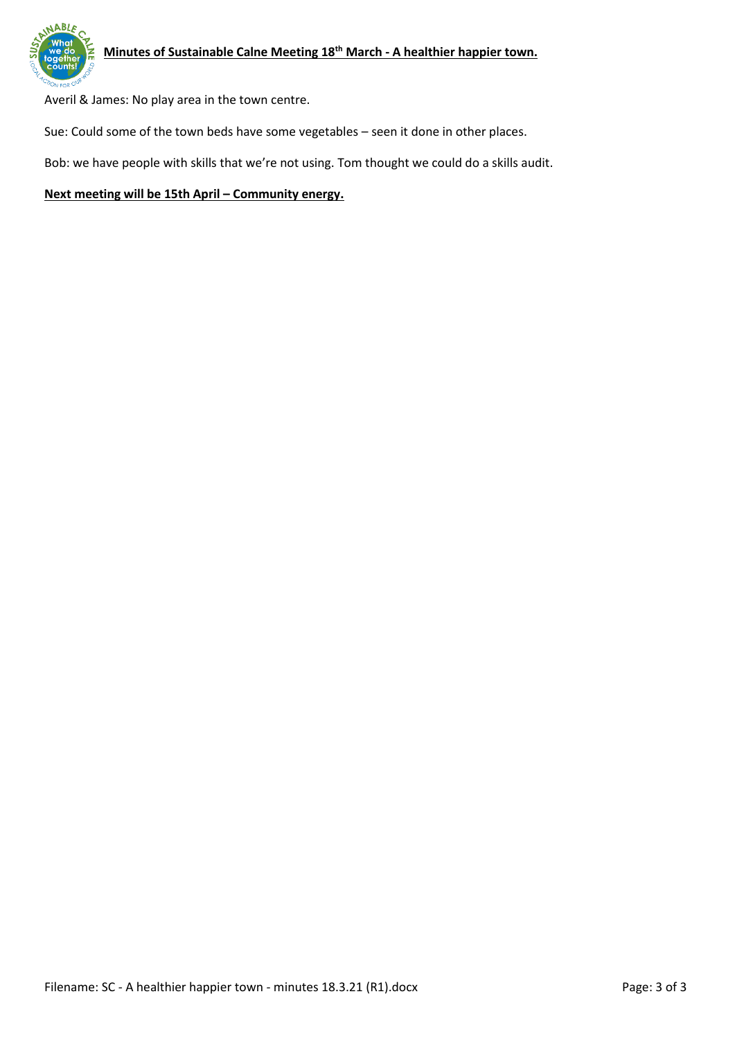Averil & James: No play area in the town centre.

Sue: Could some of the town beds have some vegetables – seen it done in other places.

Bob: we have people with skills that we're not using. Tom thought we could do a skills audit.

**Next meeting will be 15th April – Community energy.**